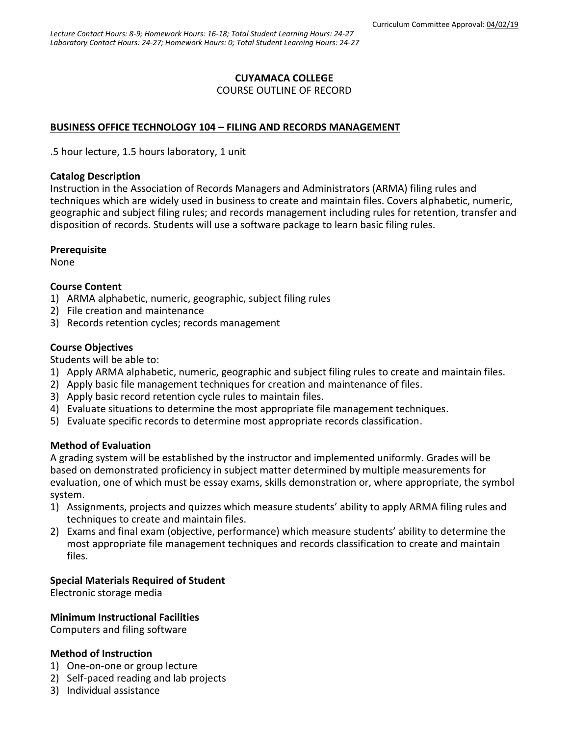Curriculum Committee Approval: 04/02/19

*Lecture Contact Hours: 8-9; Homework Hours: 16-18; Total Student Learning Hours: 24-27*
*Laboratory Contact Hours: 24-27; Homework Hours: 0; Total Student Learning Hours: 24-27*

**CUYAMACA COLLEGE**
COURSE OUTLINE OF RECORD

## BUSINESS OFFICE TECHNOLOGY 104 – FILING AND RECORDS MANAGEMENT

.5 hour lecture, 1.5 hours laboratory, 1 unit

### Catalog Description

Instruction in the Association of Records Managers and Administrators (ARMA) filing rules and techniques which are widely used in business to create and maintain files. Covers alphabetic, numeric, geographic and subject filing rules; and records management including rules for retention, transfer and disposition of records. Students will use a software package to learn basic filing rules.

### Prerequisite

None

### Course Content

1) ARMA alphabetic, numeric, geographic, subject filing rules
2) File creation and maintenance
3) Records retention cycles; records management

### Course Objectives

Students will be able to:

1) Apply ARMA alphabetic, numeric, geographic and subject filing rules to create and maintain files.
2) Apply basic file management techniques for creation and maintenance of files.
3) Apply basic record retention cycle rules to maintain files.
4) Evaluate situations to determine the most appropriate file management techniques.
5) Evaluate specific records to determine most appropriate records classification.

### Method of Evaluation

A grading system will be established by the instructor and implemented uniformly. Grades will be based on demonstrated proficiency in subject matter determined by multiple measurements for evaluation, one of which must be essay exams, skills demonstration or, where appropriate, the symbol system.

1) Assignments, projects and quizzes which measure students' ability to apply ARMA filing rules and techniques to create and maintain files.
2) Exams and final exam (objective, performance) which measure students' ability to determine the most appropriate file management techniques and records classification to create and maintain files.

### Special Materials Required of Student

Electronic storage media

### Minimum Instructional Facilities

Computers and filing software

### Method of Instruction

1) One-on-one or group lecture
2) Self-paced reading and lab projects
3) Individual assistance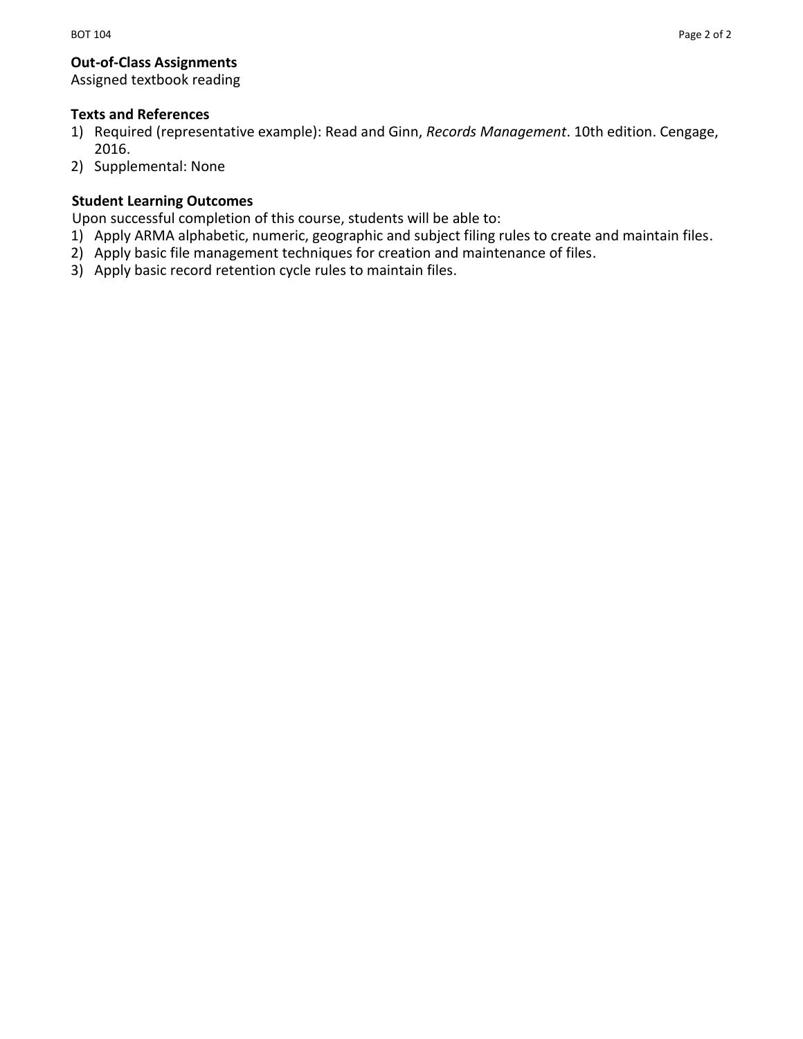**Out-of-Class Assignments**
Assigned textbook reading

**Texts and References**
1) Required (representative example): Read and Ginn, *Records Management*. 10th edition. Cengage, 2016.
2) Supplemental: None

**Student Learning Outcomes**
Upon successful completion of this course, students will be able to:
1) Apply ARMA alphabetic, numeric, geographic and subject filing rules to create and maintain files.
2) Apply basic file management techniques for creation and maintenance of files.
3) Apply basic record retention cycle rules to maintain files.